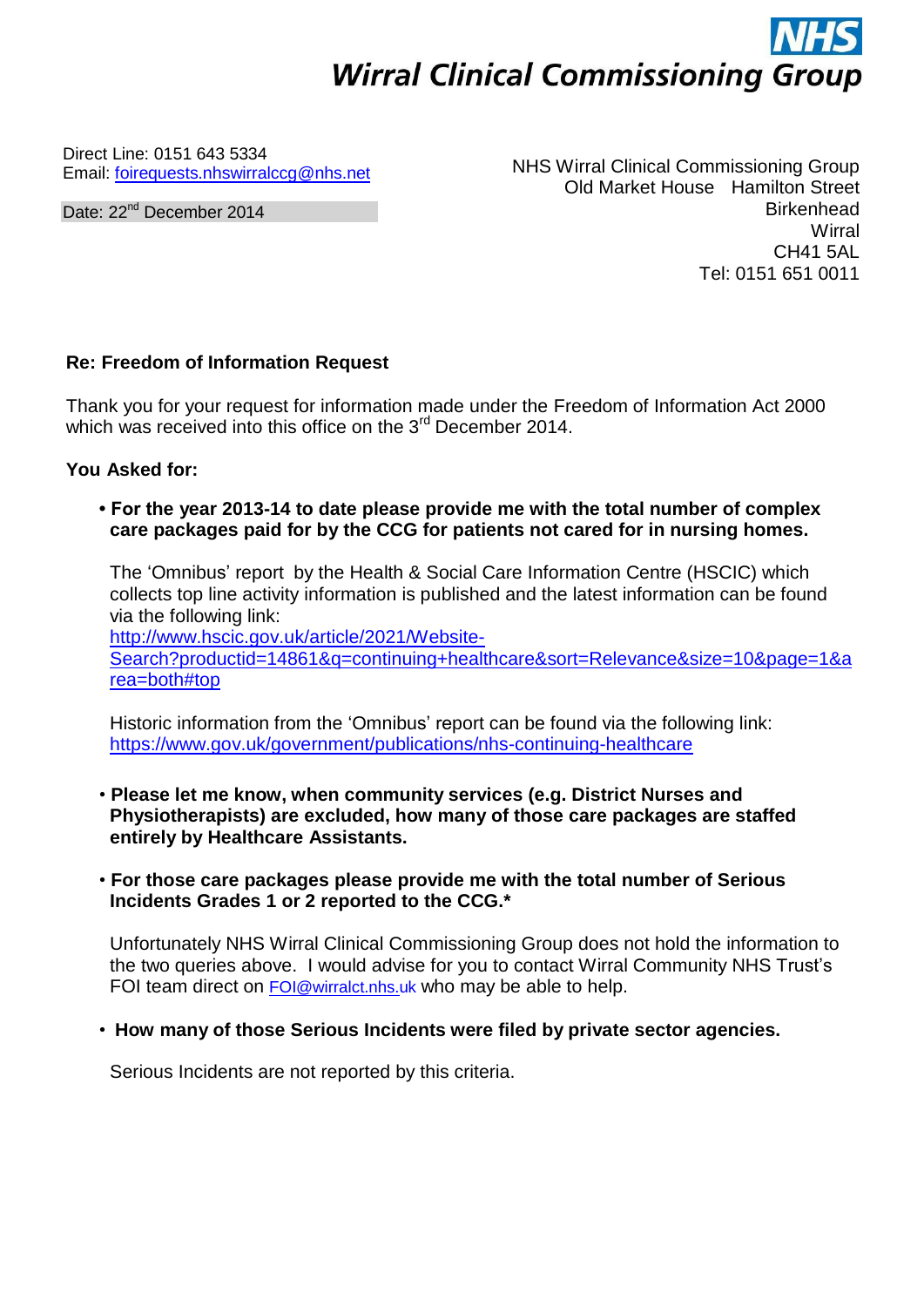**NHS**
**Wirral Clinical Commissioning Group**

Direct Line: 0151 643 5334
Email: foirequests.nhswirralccg@nhs.net

Date: 22nd December 2014

NHS Wirral Clinical Commissioning Group
Old Market House Hamilton Street
Birkenhead
Wirral
CH41 5AL
Tel: 0151 651 0011

**Re: Freedom of Information Request**

Thank you for your request for information made under the Freedom of Information Act 2000 which was received into this office on the 3rd December 2014.

**You Asked for:**

- **For the year 2013-14 to date please provide me with the total number of complex care packages paid for by the CCG for patients not cared for in nursing homes.**

  The 'Omnibus' report by the Health & Social Care Information Centre (HSCIC) which collects top line activity information is published and the latest information can be found via the following link:
  http://www.hscic.gov.uk/article/2021/Website-Search?productid=14861&q=continuing+healthcare&sort=Relevance&size=10&page=1&area=both#top

  Historic information from the 'Omnibus' report can be found via the following link:
  https://www.gov.uk/government/publications/nhs-continuing-healthcare

- **Please let me know, when community services (e.g. District Nurses and Physiotherapists) are excluded, how many of those care packages are staffed entirely by Healthcare Assistants.**

- **For those care packages please provide me with the total number of Serious Incidents Grades 1 or 2 reported to the CCG.***

  Unfortunately NHS Wirral Clinical Commissioning Group does not hold the information to the two queries above. I would advise for you to contact Wirral Community NHS Trust's FOI team direct on FOI@wirralct.nhs.uk who may be able to help.

- **How many of those Serious Incidents were filed by private sector agencies.**

  Serious Incidents are not reported by this criteria.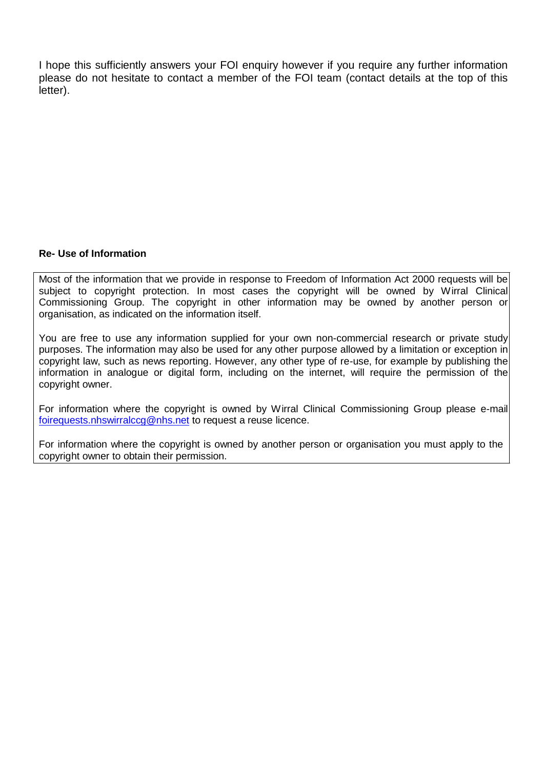I hope this sufficiently answers your FOI enquiry however if you require any further information please do not hesitate to contact a member of the FOI team (contact details at the top of this letter).

**Re- Use of Information**

Most of the information that we provide in response to Freedom of Information Act 2000 requests will be subject to copyright protection. In most cases the copyright will be owned by Wirral Clinical Commissioning Group. The copyright in other information may be owned by another person or organisation, as indicated on the information itself.

You are free to use any information supplied for your own non-commercial research or private study purposes. The information may also be used for any other purpose allowed by a limitation or exception in copyright law, such as news reporting. However, any other type of re-use, for example by publishing the information in analogue or digital form, including on the internet, will require the permission of the copyright owner.

For information where the copyright is owned by Wirral Clinical Commissioning Group please e-mail foirequests.nhswirralccg@nhs.net to request a reuse licence.

For information where the copyright is owned by another person or organisation you must apply to the copyright owner to obtain their permission.